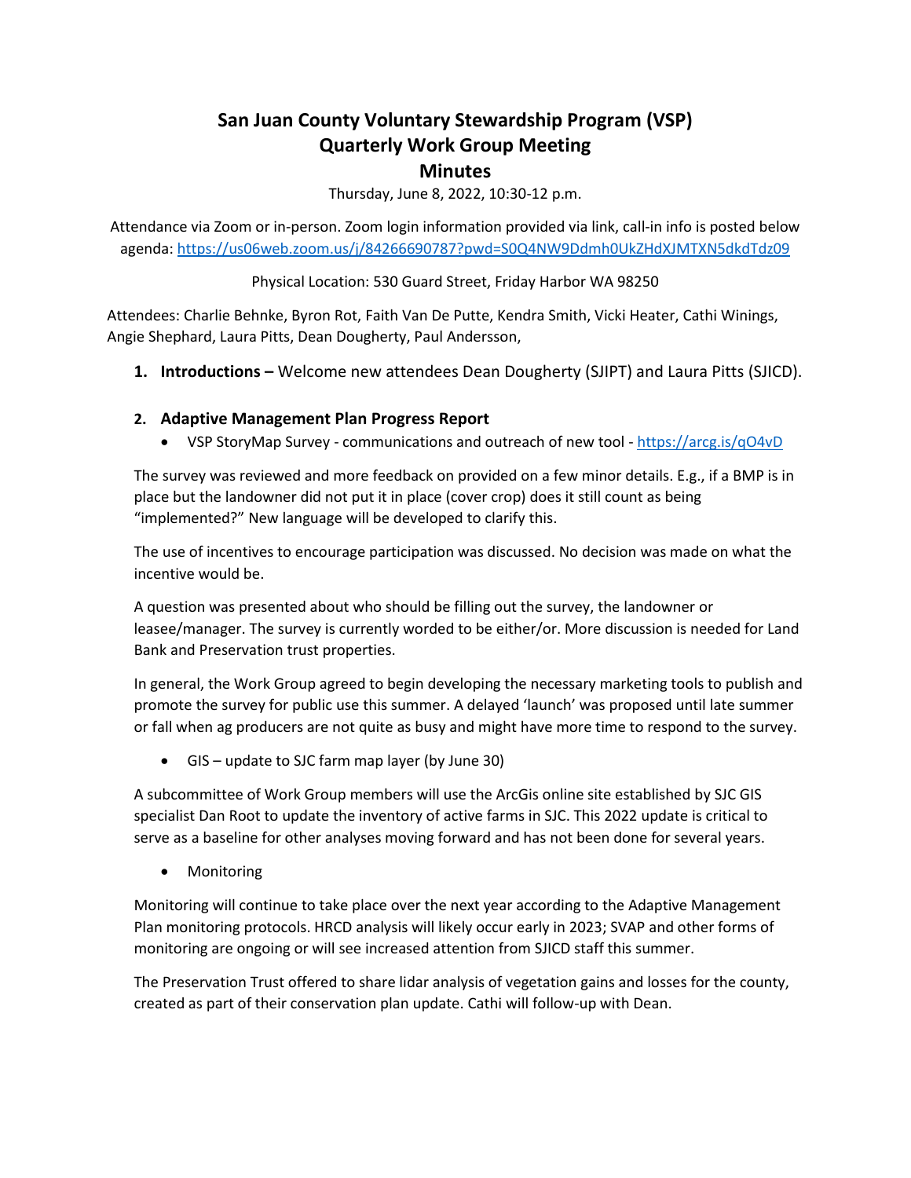# San Juan County Voluntary Stewardship Program (VSP)
# Quarterly Work Group Meeting
# Minutes

Thursday, June 8, 2022, 10:30-12 p.m.

Attendance via Zoom or in-person. Zoom login information provided via link, call-in info is posted below agenda: https://us06web.zoom.us/j/84266690787?pwd=S0Q4NW9Ddmh0UkZHdXJMTXN5dkdTdz09

Physical Location: 530 Guard Street, Friday Harbor WA 98250

Attendees: Charlie Behnke, Byron Rot, Faith Van De Putte, Kendra Smith, Vicki Heater, Cathi Winings, Angie Shephard, Laura Pitts, Dean Dougherty, Paul Andersson,

1. **Introductions –** Welcome new attendees Dean Dougherty (SJIPT) and Laura Pitts (SJICD).

2. **Adaptive Management Plan Progress Report**
   - VSP StoryMap Survey - communications and outreach of new tool - https://arcg.is/qO4vD

The survey was reviewed and more feedback on provided on a few minor details. E.g., if a BMP is in place but the landowner did not put it in place (cover crop) does it still count as being "implemented?" New language will be developed to clarify this.

The use of incentives to encourage participation was discussed. No decision was made on what the incentive would be.

A question was presented about who should be filling out the survey, the landowner or leasee/manager. The survey is currently worded to be either/or. More discussion is needed for Land Bank and Preservation trust properties.

In general, the Work Group agreed to begin developing the necessary marketing tools to publish and promote the survey for public use this summer. A delayed 'launch' was proposed until late summer or fall when ag producers are not quite as busy and might have more time to respond to the survey.

- GIS – update to SJC farm map layer (by June 30)

A subcommittee of Work Group members will use the ArcGis online site established by SJC GIS specialist Dan Root to update the inventory of active farms in SJC. This 2022 update is critical to serve as a baseline for other analyses moving forward and has not been done for several years.

- Monitoring

Monitoring will continue to take place over the next year according to the Adaptive Management Plan monitoring protocols. HRCD analysis will likely occur early in 2023; SVAP and other forms of monitoring are ongoing or will see increased attention from SJICD staff this summer.

The Preservation Trust offered to share lidar analysis of vegetation gains and losses for the county, created as part of their conservation plan update. Cathi will follow-up with Dean.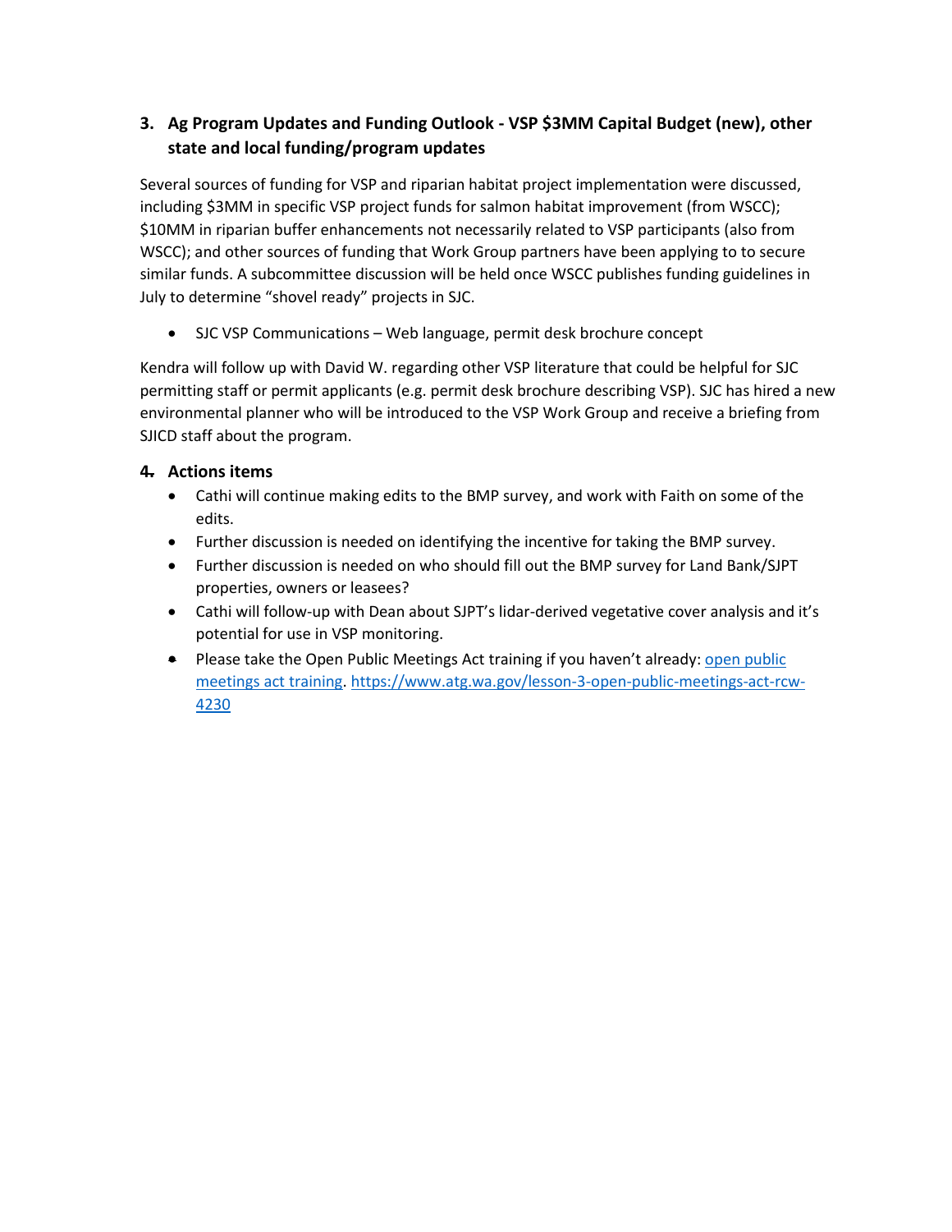### 3. Ag Program Updates and Funding Outlook - VSP $3MM Capital Budget (new), other state and local funding/program updates

Several sources of funding for VSP and riparian habitat project implementation were discussed, including $3MM in specific VSP project funds for salmon habitat improvement (from WSCC); $10MM in riparian buffer enhancements not necessarily related to VSP participants (also from WSCC); and other sources of funding that Work Group partners have been applying to to secure similar funds. A subcommittee discussion will be held once WSCC publishes funding guidelines in July to determine "shovel ready" projects in SJC.

- SJC VSP Communications – Web language, permit desk brochure concept

Kendra will follow up with David W. regarding other VSP literature that could be helpful for SJC permitting staff or permit applicants (e.g. permit desk brochure describing VSP). SJC has hired a new environmental planner who will be introduced to the VSP Work Group and receive a briefing from SJICD staff about the program.

### 4. Actions items

- Cathi will continue making edits to the BMP survey, and work with Faith on some of the edits.
- Further discussion is needed on identifying the incentive for taking the BMP survey.
- Further discussion is needed on who should fill out the BMP survey for Land Bank/SJPT properties, owners or leasees?
- Cathi will follow-up with Dean about SJPT's lidar-derived vegetative cover analysis and it's potential for use in VSP monitoring.
- Please take the Open Public Meetings Act training if you haven't already: [open public meetings act training](https://www.atg.wa.gov/lesson-3-open-public-meetings-act-rcw-4230). https://www.atg.wa.gov/lesson-3-open-public-meetings-act-rcw-4230